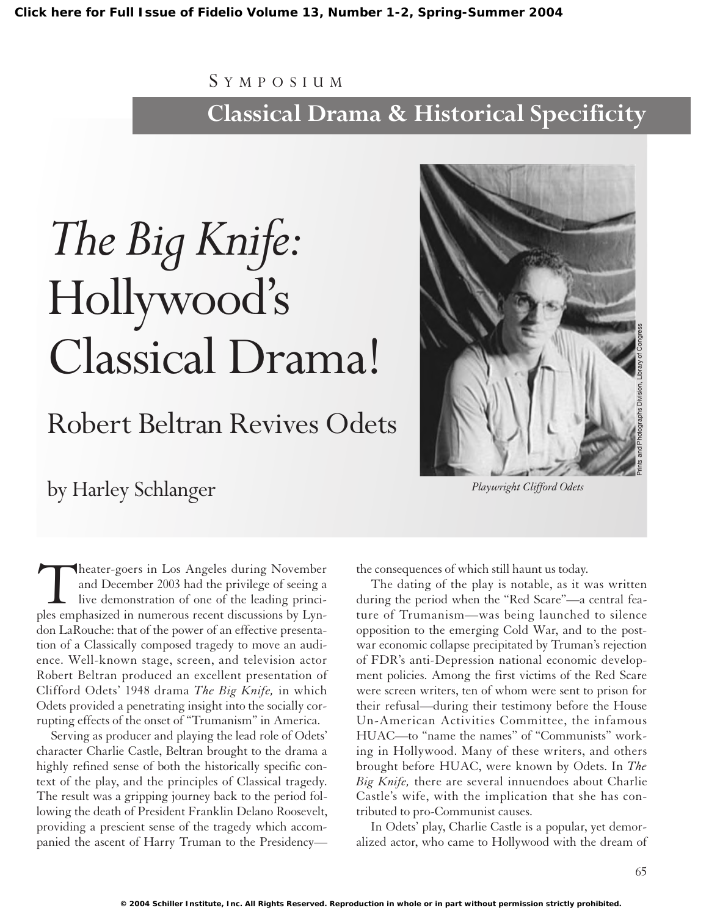Click here for Full Issue of Fidelio Volume 13, Number 1-2, Spring-Summer 2004

SYMPOSIUM

## Classical Drama & Historical Specificity

# *The Big Knife:* Hollywood's Classical Drama!

## Robert Beltran Revives Odets

by Harley Schlanger

Playwright Clifford Odets

Theater-goers in Los Angeles during November and December 2003 had the privilege of seeing a live demonstration of one of the leading principles emphasized in numerous recent discussions by Lyndon LaRouche: that of the power of an effective presentation of a Classically composed tragedy to move an audience. Well-known stage, screen, and television actor Robert Beltran produced an excellent presentation of Clifford Odets' 1948 drama *The Big Knife,* in which Odets provided a penetrating insight into the socially corrupting effects of the onset of "Trumanism" in America.

Serving as producer and playing the lead role of Odets' character Charlie Castle, Beltran brought to the drama a highly refined sense of both the historically specific context of the play, and the principles of Classical tragedy. The result was a gripping journey back to the period following the death of President Franklin Delano Roosevelt, providing a prescient sense of the tragedy which accompanied the ascent of Harry Truman to the Presidency—the consequences of which still haunt us today.

The dating of the play is notable, as it was written during the period when the "Red Scare"—a central feature of Trumanism—was being launched to silence opposition to the emerging Cold War, and to the postwar economic collapse precipitated by Truman's rejection of FDR's anti-Depression national economic development policies. Among the first victims of the Red Scare were screen writers, ten of whom were sent to prison for their refusal—during their testimony before the House Un-American Activities Committee, the infamous HUAC—to "name the names" of "Communists" working in Hollywood. Many of these writers, and others brought before HUAC, were known by Odets. In *The Big Knife,* there are several innuendoes about Charlie Castle's wife, with the implication that she has contributed to pro-Communist causes.

In Odets' play, Charlie Castle is a popular, yet demoralized actor, who came to Hollywood with the dream of

© 2004 Schiller Institute, Inc. All Rights Reserved. Reproduction in whole or in part without permission strictly prohibited.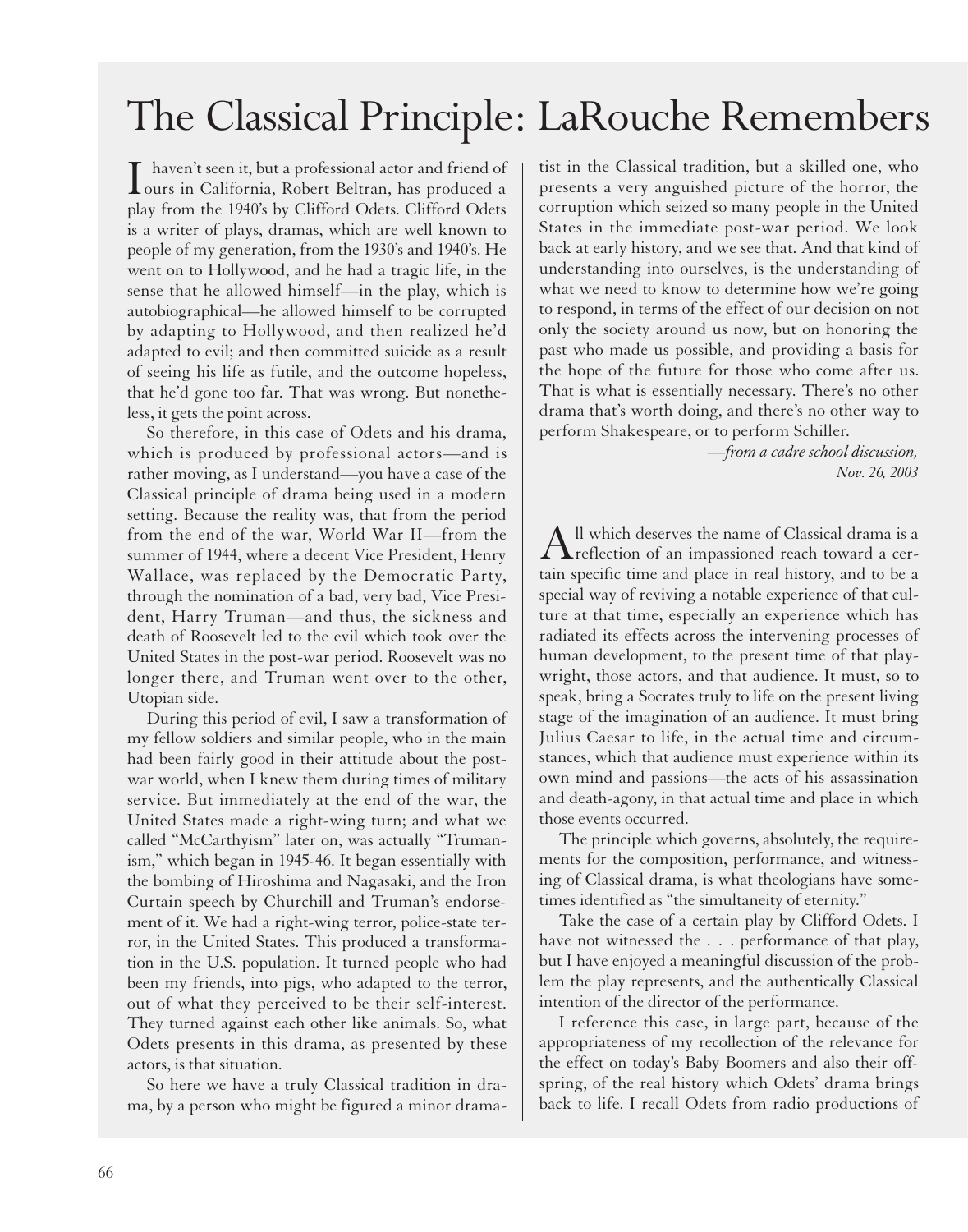# The Classical Principle: LaRouche Remembers

I haven't seen it, but a professional actor and friend of ours in California, Robert Beltran, has produced a play from the 1940's by Clifford Odets. Clifford Odets is a writer of plays, dramas, which are well known to people of my generation, from the 1930's and 1940's. He went on to Hollywood, and he had a tragic life, in the sense that he allowed himself—in the play, which is autobiographical—he allowed himself to be corrupted by adapting to Hollywood, and then realized he'd adapted to evil; and then committed suicide as a result of seeing his life as futile, and the outcome hopeless, that he'd gone too far. That was wrong. But nonetheless, it gets the point across.

So therefore, in this case of Odets and his drama, which is produced by professional actors—and is rather moving, as I understand—you have a case of the Classical principle of drama being used in a modern setting. Because the reality was, that from the period from the end of the war, World War II—from the summer of 1944, where a decent Vice President, Henry Wallace, was replaced by the Democratic Party, through the nomination of a bad, very bad, Vice President, Harry Truman—and thus, the sickness and death of Roosevelt led to the evil which took over the United States in the post-war period. Roosevelt was no longer there, and Truman went over to the other, Utopian side.

During this period of evil, I saw a transformation of my fellow soldiers and similar people, who in the main had been fairly good in their attitude about the post-war world, when I knew them during times of military service. But immediately at the end of the war, the United States made a right-wing turn; and what we called "McCarthyism" later on, was actually "Trumanism," which began in 1945-46. It began essentially with the bombing of Hiroshima and Nagasaki, and the Iron Curtain speech by Churchill and Truman's endorsement of it. We had a right-wing terror, police-state terror, in the United States. This produced a transformation in the U.S. population. It turned people who had been my friends, into pigs, who adapted to the terror, out of what they perceived to be their self-interest. They turned against each other like animals. So, what Odets presents in this drama, as presented by these actors, is that situation.

So here we have a truly Classical tradition in drama, by a person who might be figured a minor dramatist in the Classical tradition, but a skilled one, who presents a very anguished picture of the horror, the corruption which seized so many people in the United States in the immediate post-war period. We look back at early history, and we see that. And that kind of understanding into ourselves, is the understanding of what we need to know to determine how we're going to respond, in terms of the effect of our decision on not only the society around us now, but on honoring the past who made us possible, and providing a basis for the hope of the future for those who come after us. That is what is essentially necessary. There's no other drama that's worth doing, and there's no other way to perform Shakespeare, or to perform Schiller.

*—from a cadre school discussion, Nov. 26, 2003*

All which deserves the name of Classical drama is a reflection of an impassioned reach toward a certain specific time and place in real history, and to be a special way of reviving a notable experience of that culture at that time, especially an experience which has radiated its effects across the intervening processes of human development, to the present time of that playwright, those actors, and that audience. It must, so to speak, bring a Socrates truly to life on the present living stage of the imagination of an audience. It must bring Julius Caesar to life, in the actual time and circumstances, which that audience must experience within its own mind and passions—the acts of his assassination and death-agony, in that actual time and place in which those events occurred.

The principle which governs, absolutely, the requirements for the composition, performance, and witnessing of Classical drama, is what theologians have sometimes identified as "the simultaneity of eternity."

Take the case of a certain play by Clifford Odets. I have not witnessed the . . . performance of that play, but I have enjoyed a meaningful discussion of the problem the play represents, and the authentically Classical intention of the director of the performance.

I reference this case, in large part, because of the appropriateness of my recollection of the relevance for the effect on today's Baby Boomers and also their offspring, of the real history which Odets' drama brings back to life. I recall Odets from radio productions of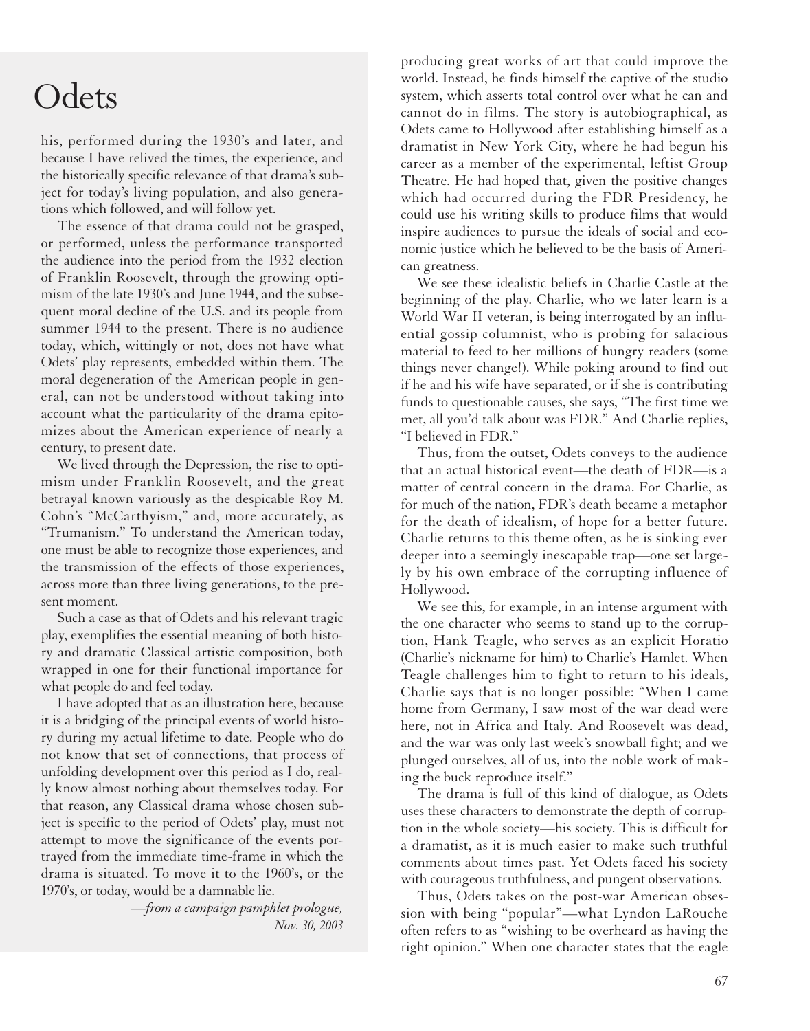# Odets

his, performed during the 1930's and later, and because I have relived the times, the experience, and the historically specific relevance of that drama's subject for today's living population, and also generations which followed, and will follow yet.

The essence of that drama could not be grasped, or performed, unless the performance transported the audience into the period from the 1932 election of Franklin Roosevelt, through the growing optimism of the late 1930's and June 1944, and the subsequent moral decline of the U.S. and its people from summer 1944 to the present. There is no audience today, which, wittingly or not, does not have what Odets' play represents, embedded within them. The moral degeneration of the American people in general, can not be understood without taking into account what the particularity of the drama epitomizes about the American experience of nearly a century, to present date.

We lived through the Depression, the rise to optimism under Franklin Roosevelt, and the great betrayal known variously as the despicable Roy M. Cohn's "McCarthyism," and, more accurately, as "Trumanism." To understand the American today, one must be able to recognize those experiences, and the transmission of the effects of those experiences, across more than three living generations, to the present moment.

Such a case as that of Odets and his relevant tragic play, exemplifies the essential meaning of both history and dramatic Classical artistic composition, both wrapped in one for their functional importance for what people do and feel today.

I have adopted that as an illustration here, because it is a bridging of the principal events of world history during my actual lifetime to date. People who do not know that set of connections, that process of unfolding development over this period as I do, really know almost nothing about themselves today. For that reason, any Classical drama whose chosen subject is specific to the period of Odets' play, must not attempt to move the significance of the events portrayed from the immediate time-frame in which the drama is situated. To move it to the 1960's, or the 1970's, or today, would be a damnable lie.

*—from a campaign pamphlet prologue, Nov. 30, 2003*

producing great works of art that could improve the world. Instead, he finds himself the captive of the studio system, which asserts total control over what he can and cannot do in films. The story is autobiographical, as Odets came to Hollywood after establishing himself as a dramatist in New York City, where he had begun his career as a member of the experimental, leftist Group Theatre. He had hoped that, given the positive changes which had occurred during the FDR Presidency, he could use his writing skills to produce films that would inspire audiences to pursue the ideals of social and economic justice which he believed to be the basis of American greatness.

We see these idealistic beliefs in Charlie Castle at the beginning of the play. Charlie, who we later learn is a World War II veteran, is being interrogated by an influential gossip columnist, who is probing for salacious material to feed to her millions of hungry readers (some things never change!). While poking around to find out if he and his wife have separated, or if she is contributing funds to questionable causes, she says, "The first time we met, all you'd talk about was FDR." And Charlie replies, "I believed in FDR."

Thus, from the outset, Odets conveys to the audience that an actual historical event—the death of FDR—is a matter of central concern in the drama. For Charlie, as for much of the nation, FDR's death became a metaphor for the death of idealism, of hope for a better future. Charlie returns to this theme often, as he is sinking ever deeper into a seemingly inescapable trap—one set largely by his own embrace of the corrupting influence of Hollywood.

We see this, for example, in an intense argument with the one character who seems to stand up to the corruption, Hank Teagle, who serves as an explicit Horatio (Charlie's nickname for him) to Charlie's Hamlet. When Teagle challenges him to fight to return to his ideals, Charlie says that is no longer possible: "When I came home from Germany, I saw most of the war dead were here, not in Africa and Italy. And Roosevelt was dead, and the war was only last week's snowball fight; and we plunged ourselves, all of us, into the noble work of making the buck reproduce itself."

The drama is full of this kind of dialogue, as Odets uses these characters to demonstrate the depth of corruption in the whole society—his society. This is difficult for a dramatist, as it is much easier to make such truthful comments about times past. Yet Odets faced his society with courageous truthfulness, and pungent observations.

Thus, Odets takes on the post-war American obsession with being "popular"—what Lyndon LaRouche often refers to as "wishing to be overheard as having the right opinion." When one character states that the eagle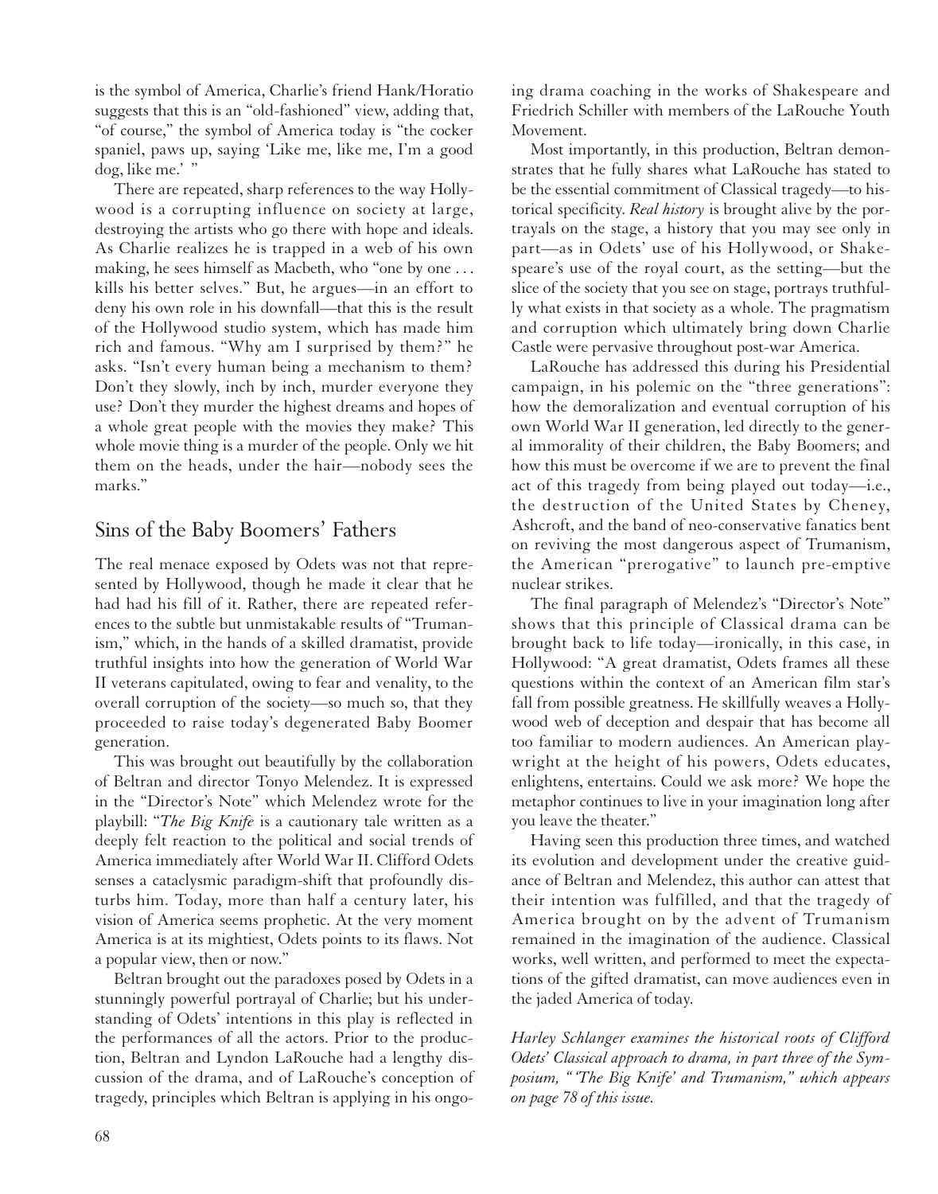is the symbol of America, Charlie's friend Hank/Horatio suggests that this is an "old-fashioned" view, adding that, "of course," the symbol of America today is "the cocker spaniel, paws up, saying 'Like me, like me, I'm a good dog, like me.' "

There are repeated, sharp references to the way Hollywood is a corrupting influence on society at large, destroying the artists who go there with hope and ideals. As Charlie realizes he is trapped in a web of his own making, he sees himself as Macbeth, who "one by one . . . kills his better selves." But, he argues—in an effort to deny his own role in his downfall—that this is the result of the Hollywood studio system, which has made him rich and famous. "Why am I surprised by them?" he asks. "Isn't every human being a mechanism to them? Don't they slowly, inch by inch, murder everyone they use? Don't they murder the highest dreams and hopes of a whole great people with the movies they make? This whole movie thing is a murder of the people. Only we hit them on the heads, under the hair—nobody sees the marks."

## Sins of the Baby Boomers' Fathers

The real menace exposed by Odets was not that represented by Hollywood, though he made it clear that he had had his fill of it. Rather, there are repeated references to the subtle but unmistakable results of "Trumanism," which, in the hands of a skilled dramatist, provide truthful insights into how the generation of World War II veterans capitulated, owing to fear and venality, to the overall corruption of the society—so much so, that they proceeded to raise today's degenerated Baby Boomer generation.

This was brought out beautifully by the collaboration of Beltran and director Tonyo Melendez. It is expressed in the "Director's Note" which Melendez wrote for the playbill: "*The Big Knife* is a cautionary tale written as a deeply felt reaction to the political and social trends of America immediately after World War II. Clifford Odets senses a cataclysmic paradigm-shift that profoundly disturbs him. Today, more than half a century later, his vision of America seems prophetic. At the very moment America is at its mightiest, Odets points to its flaws. Not a popular view, then or now."

Beltran brought out the paradoxes posed by Odets in a stunningly powerful portrayal of Charlie; but his understanding of Odets' intentions in this play is reflected in the performances of all the actors. Prior to the production, Beltran and Lyndon LaRouche had a lengthy discussion of the drama, and of LaRouche's conception of tragedy, principles which Beltran is applying in his ongoing drama coaching in the works of Shakespeare and Friedrich Schiller with members of the LaRouche Youth Movement.

Most importantly, in this production, Beltran demonstrates that he fully shares what LaRouche has stated to be the essential commitment of Classical tragedy—to historical specificity. *Real history* is brought alive by the portrayals on the stage, a history that you may see only in part—as in Odets' use of his Hollywood, or Shakespeare's use of the royal court, as the setting—but the slice of the society that you see on stage, portrays truthfully what exists in that society as a whole. The pragmatism and corruption which ultimately bring down Charlie Castle were pervasive throughout post-war America.

LaRouche has addressed this during his Presidential campaign, in his polemic on the "three generations": how the demoralization and eventual corruption of his own World War II generation, led directly to the general immorality of their children, the Baby Boomers; and how this must be overcome if we are to prevent the final act of this tragedy from being played out today—i.e., the destruction of the United States by Cheney, Ashcroft, and the band of neo-conservative fanatics bent on reviving the most dangerous aspect of Trumanism, the American "prerogative" to launch pre-emptive nuclear strikes.

The final paragraph of Melendez's "Director's Note" shows that this principle of Classical drama can be brought back to life today—ironically, in this case, in Hollywood: "A great dramatist, Odets frames all these questions within the context of an American film star's fall from possible greatness. He skillfully weaves a Hollywood web of deception and despair that has become all too familiar to modern audiences. An American playwright at the height of his powers, Odets educates, enlightens, entertains. Could we ask more? We hope the metaphor continues to live in your imagination long after you leave the theater."

Having seen this production three times, and watched its evolution and development under the creative guidance of Beltran and Melendez, this author can attest that their intention was fulfilled, and that the tragedy of America brought on by the advent of Trumanism remained in the imagination of the audience. Classical works, well written, and performed to meet the expectations of the gifted dramatist, can move audiences even in the jaded America of today.

*Harley Schlanger examines the historical roots of Clifford Odets' Classical approach to drama, in part three of the Symposium, " 'The Big Knife' and Trumanism," which appears on page 78 of this issue.*